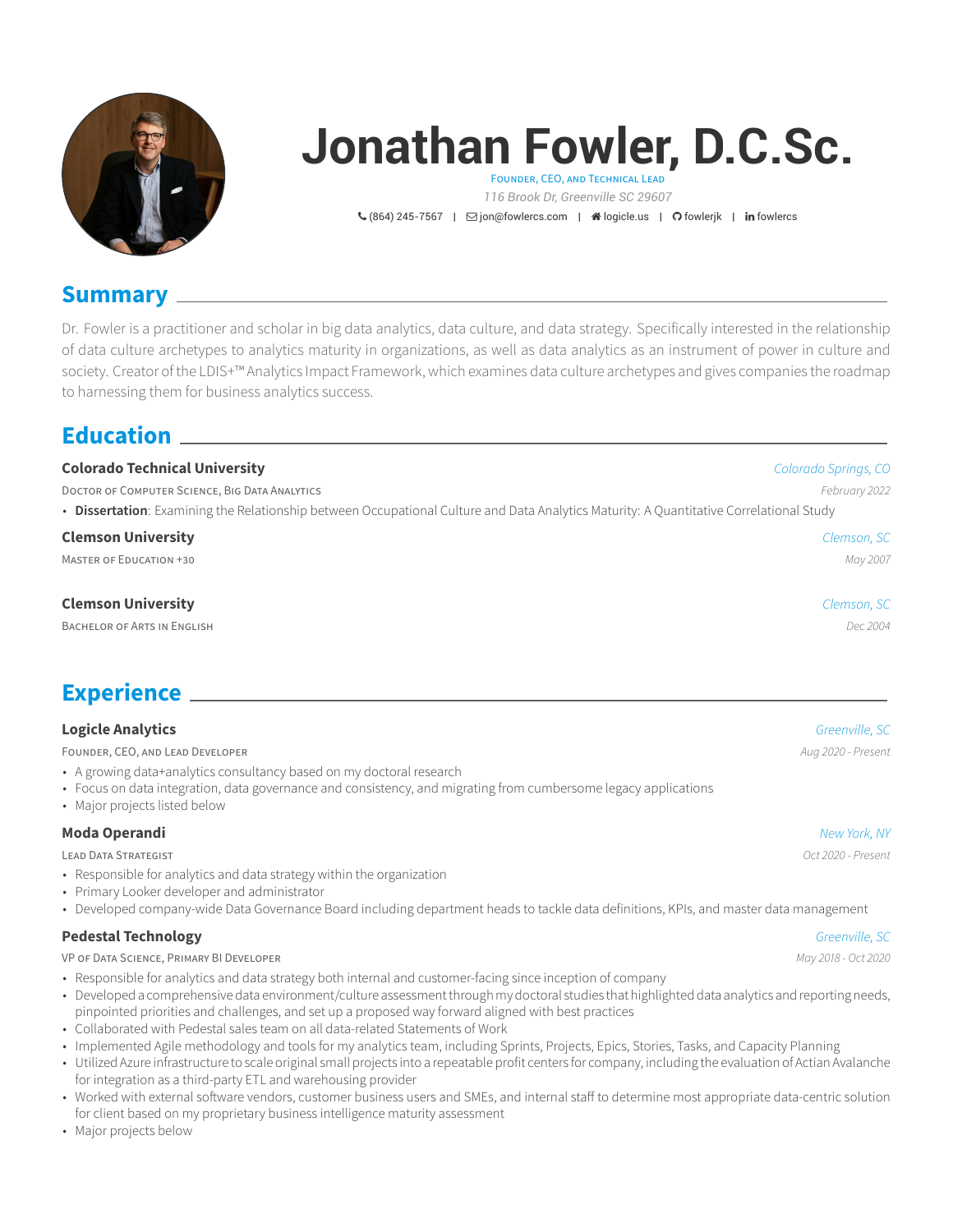# Jonathan Fowler, D.C.Sc.

Founder, CEO, and Technical Lead

*116 Brook Dr, Greenville SC 29607*

(864) 245-7567 | jon@fowlercs.com | logicle.us | fowlerjk | fowlercs

## Summary

Dr. Fowler is a practitioner and scholar in big data analytics, data culture, and data strategy. Specifically interested in the relationship of data culture archetypes to analytics maturity in organizations, as well as data analytics as an instrument of power in culture and society. Creator of the LDIS+™ Analytics Impact Framework, which examines data culture archetypes and gives companies the roadmap to harnessing them for business analytics success.

## Education

### Colorado Technical University
*Colorado Springs, CO*

Doctor of Computer Science, Big Data Analytics — *February 2022*

- **Dissertation**: Examining the Relationship between Occupational Culture and Data Analytics Maturity: A Quantitative Correlational Study

### Clemson University
*Clemson, SC*

Master of Education +30 — *May 2007*

### Clemson University
*Clemson, SC*

Bachelor of Arts in English — *Dec 2004*

## Experience

### Logicle Analytics
*Greenville, SC*

Founder, CEO, and Lead Developer — *Aug 2020 - Present*

- A growing data+analytics consultancy based on my doctoral research
- Focus on data integration, data governance and consistency, and migrating from cumbersome legacy applications
- Major projects listed below

### Moda Operandi
*New York, NY*

Lead Data Strategist — *Oct 2020 - Present*

- Responsible for analytics and data strategy within the organization
- Primary Looker developer and administrator
- Developed company-wide Data Governance Board including department heads to tackle data definitions, KPIs, and master data management

### Pedestal Technology
*Greenville, SC*

VP of Data Science, Primary BI Developer — *May 2018 - Oct 2020*

- Responsible for analytics and data strategy both internal and customer-facing since inception of company
- Developed a comprehensive data environment/culture assessment through my doctoral studies that highlighted data analytics and reporting needs, pinpointed priorities and challenges, and set up a proposed way forward aligned with best practices
- Collaborated with Pedestal sales team on all data-related Statements of Work
- Implemented Agile methodology and tools for my analytics team, including Sprints, Projects, Epics, Stories, Tasks, and Capacity Planning
- Utilized Azure infrastructure to scale original small projects into a repeatable profit centers for company, including the evaluation of Actian Avalanche for integration as a third-party ETL and warehousing provider
- Worked with external software vendors, customer business users and SMEs, and internal staff to determine most appropriate data-centric solution for client based on my proprietary business intelligence maturity assessment
- Major projects below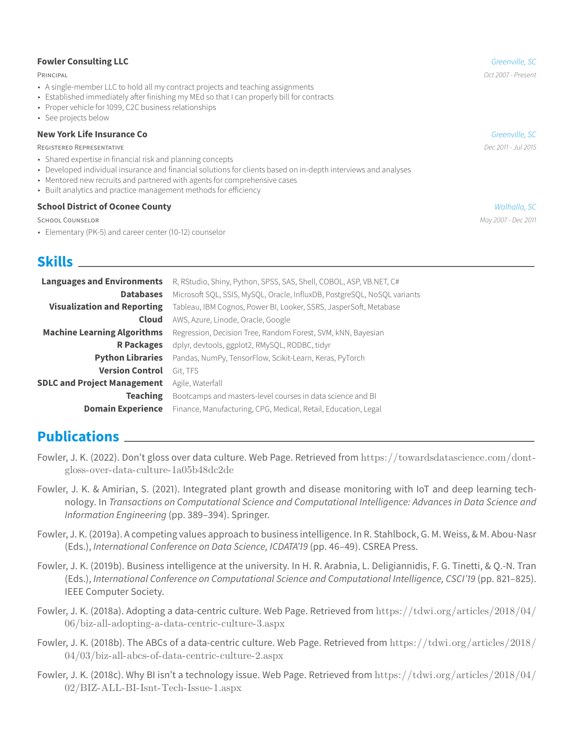**Fowler Consulting LLC** — *Greenville, SC*

Principal — *Oct 2007 - Present*

- A single-member LLC to hold all my contract projects and teaching assignments
- Established immediately after finishing my MEd so that I can properly bill for contracts
- Proper vehicle for 1099, C2C business relationships
- See projects below

**New York Life Insurance Co** — *Greenville, SC*

Registered Representative — *Dec 2011 - Jul 2015*

- Shared expertise in financial risk and planning concepts
- Developed individual insurance and financial solutions for clients based on in-depth interviews and analyses
- Mentored new recruits and partnered with agents for comprehensive cases
- Built analytics and practice management methods for efficiency

**School District of Oconee County** — *Walhalla, SC*

School Counselor — *May 2007 - Dec 2011*

- Elementary (PK-5) and career center (10-12) counselor

## Skills

| | |
|---|---|
| **Languages and Environments** | R, RStudio, Shiny, Python, SPSS, SAS, Shell, COBOL, ASP, VB.NET, C# |
| **Databases** | Microsoft SQL, SSIS, MySQL, Oracle, InfluxDB, PostgreSQL, NoSQL variants |
| **Visualization and Reporting** | Tableau, IBM Cognos, Power BI, Looker, SSRS, JasperSoft, Metabase |
| **Cloud** | AWS, Azure, Linode, Oracle, Google |
| **Machine Learning Algorithms** | Regression, Decision Tree, Random Forest, SVM, kNN, Bayesian |
| **R Packages** | dplyr, devtools, ggplot2, RMySQL, RODBC, tidyr |
| **Python Libraries** | Pandas, NumPy, TensorFlow, Scikit-Learn, Keras, PyTorch |
| **Version Control** | Git, TFS |
| **SDLC and Project Management** | Agile, Waterfall |
| **Teaching** | Bootcamps and masters-level courses in data science and BI |
| **Domain Experience** | Finance, Manufacturing, CPG, Medical, Retail, Education, Legal |

## Publications

Fowler, J. K. (2022). Don't gloss over data culture. Web Page. Retrieved from https://towardsdatascience.com/dont-gloss-over-data-culture-1a05b48dc2de

Fowler, J. K. & Amirian, S. (2021). Integrated plant growth and disease monitoring with IoT and deep learning technology. In *Transactions on Computational Science and Computational Intelligence: Advances in Data Science and Information Engineering* (pp. 389–394). Springer.

Fowler, J. K. (2019a). A competing values approach to business intelligence. In R. Stahlbock, G. M. Weiss, & M. Abou-Nasr (Eds.), *International Conference on Data Science, ICDATA'19* (pp. 46–49). CSREA Press.

Fowler, J. K. (2019b). Business intelligence at the university. In H. R. Arabnia, L. Deligiannidis, F. G. Tinetti, & Q.-N. Tran (Eds.), *International Conference on Computational Science and Computational Intelligence, CSCI'19* (pp. 821–825). IEEE Computer Society.

Fowler, J. K. (2018a). Adopting a data-centric culture. Web Page. Retrieved from https://tdwi.org/articles/2018/04/06/biz-all-adopting-a-data-centric-culture-3.aspx

Fowler, J. K. (2018b). The ABCs of a data-centric culture. Web Page. Retrieved from https://tdwi.org/articles/2018/04/03/biz-all-abcs-of-data-centric-culture-2.aspx

Fowler, J. K. (2018c). Why BI isn't a technology issue. Web Page. Retrieved from https://tdwi.org/articles/2018/04/02/BIZ-ALL-BI-Isnt-Tech-Issue-1.aspx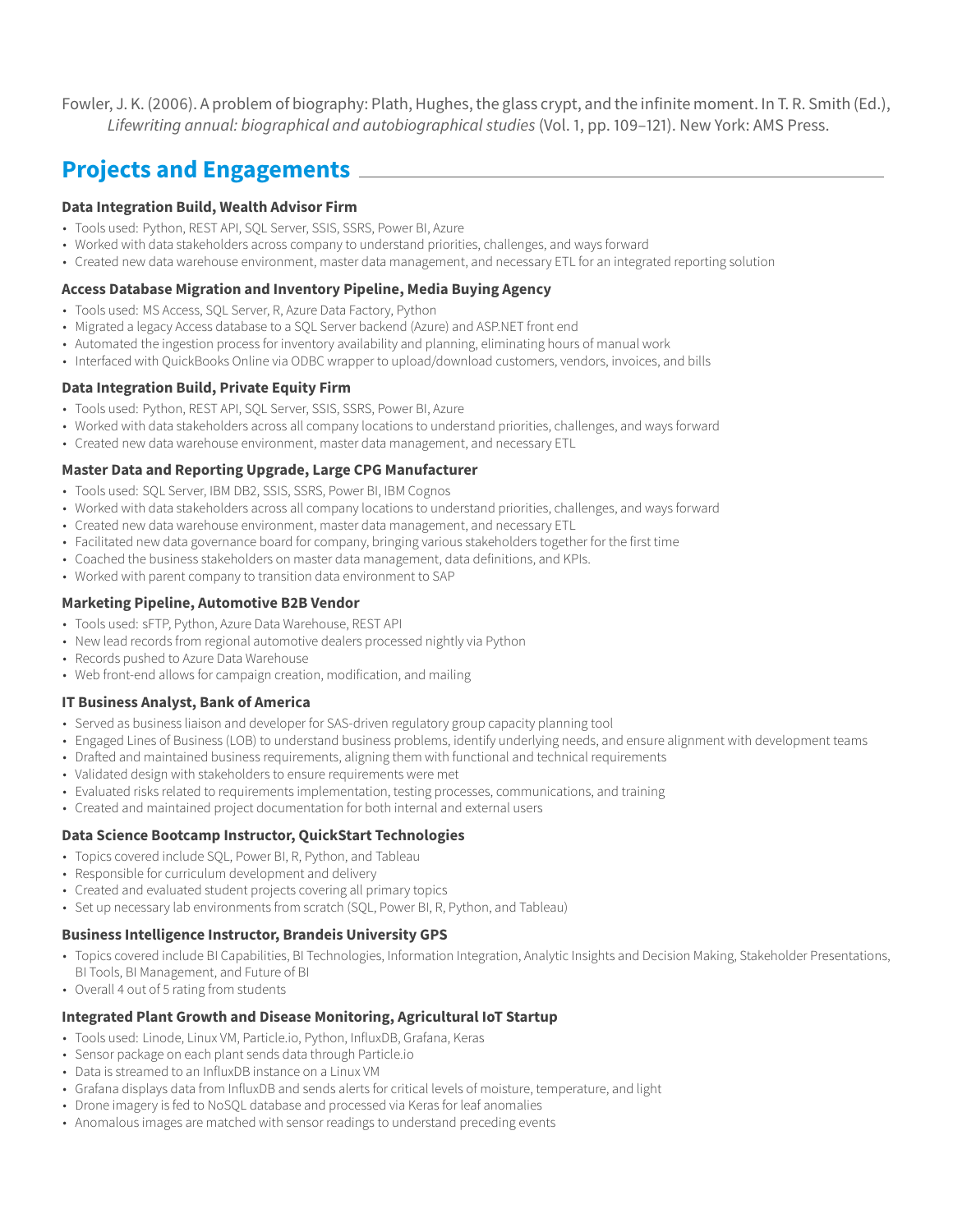Fowler, J. K. (2006). A problem of biography: Plath, Hughes, the glass crypt, and the infinite moment. In T. R. Smith (Ed.), *Lifewriting annual: biographical and autobiographical studies* (Vol. 1, pp. 109–121). New York: AMS Press.

## Projects and Engagements

**Data Integration Build, Wealth Advisor Firm**

- Tools used: Python, REST API, SQL Server, SSIS, SSRS, Power BI, Azure
- Worked with data stakeholders across company to understand priorities, challenges, and ways forward
- Created new data warehouse environment, master data management, and necessary ETL for an integrated reporting solution

**Access Database Migration and Inventory Pipeline, Media Buying Agency**

- Tools used: MS Access, SQL Server, R, Azure Data Factory, Python
- Migrated a legacy Access database to a SQL Server backend (Azure) and ASP.NET front end
- Automated the ingestion process for inventory availability and planning, eliminating hours of manual work
- Interfaced with QuickBooks Online via ODBC wrapper to upload/download customers, vendors, invoices, and bills

**Data Integration Build, Private Equity Firm**

- Tools used: Python, REST API, SQL Server, SSIS, SSRS, Power BI, Azure
- Worked with data stakeholders across all company locations to understand priorities, challenges, and ways forward
- Created new data warehouse environment, master data management, and necessary ETL

**Master Data and Reporting Upgrade, Large CPG Manufacturer**

- Tools used: SQL Server, IBM DB2, SSIS, SSRS, Power BI, IBM Cognos
- Worked with data stakeholders across all company locations to understand priorities, challenges, and ways forward
- Created new data warehouse environment, master data management, and necessary ETL
- Facilitated new data governance board for company, bringing various stakeholders together for the first time
- Coached the business stakeholders on master data management, data definitions, and KPIs.
- Worked with parent company to transition data environment to SAP

**Marketing Pipeline, Automotive B2B Vendor**

- Tools used: sFTP, Python, Azure Data Warehouse, REST API
- New lead records from regional automotive dealers processed nightly via Python
- Records pushed to Azure Data Warehouse
- Web front-end allows for campaign creation, modification, and mailing

**IT Business Analyst, Bank of America**

- Served as business liaison and developer for SAS-driven regulatory group capacity planning tool
- Engaged Lines of Business (LOB) to understand business problems, identify underlying needs, and ensure alignment with development teams
- Drafted and maintained business requirements, aligning them with functional and technical requirements
- Validated design with stakeholders to ensure requirements were met
- Evaluated risks related to requirements implementation, testing processes, communications, and training
- Created and maintained project documentation for both internal and external users

**Data Science Bootcamp Instructor, QuickStart Technologies**

- Topics covered include SQL, Power BI, R, Python, and Tableau
- Responsible for curriculum development and delivery
- Created and evaluated student projects covering all primary topics
- Set up necessary lab environments from scratch (SQL, Power BI, R, Python, and Tableau)

**Business Intelligence Instructor, Brandeis University GPS**

- Topics covered include BI Capabilities, BI Technologies, Information Integration, Analytic Insights and Decision Making, Stakeholder Presentations, BI Tools, BI Management, and Future of BI
- Overall 4 out of 5 rating from students

**Integrated Plant Growth and Disease Monitoring, Agricultural IoT Startup**

- Tools used: Linode, Linux VM, Particle.io, Python, InfluxDB, Grafana, Keras
- Sensor package on each plant sends data through Particle.io
- Data is streamed to an InfluxDB instance on a Linux VM
- Grafana displays data from InfluxDB and sends alerts for critical levels of moisture, temperature, and light
- Drone imagery is fed to NoSQL database and processed via Keras for leaf anomalies
- Anomalous images are matched with sensor readings to understand preceding events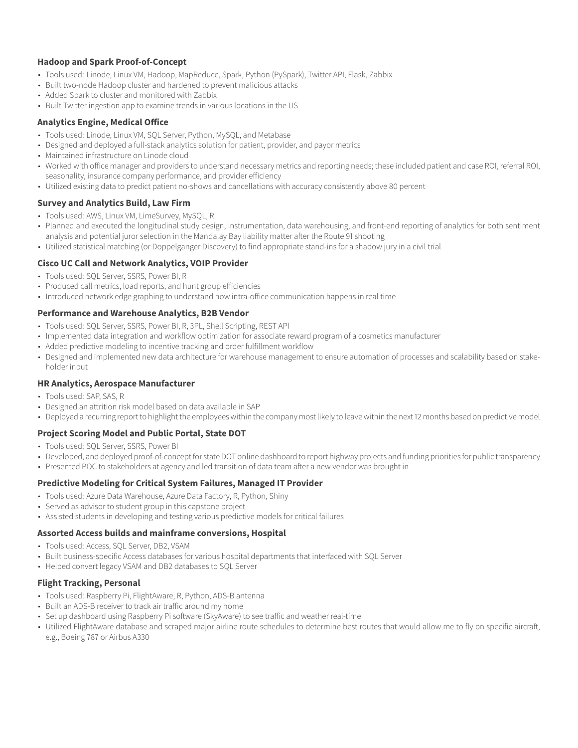### Hadoop and Spark Proof-of-Concept

- Tools used: Linode, Linux VM, Hadoop, MapReduce, Spark, Python (PySpark), Twitter API, Flask, Zabbix
- Built two-node Hadoop cluster and hardened to prevent malicious attacks
- Added Spark to cluster and monitored with Zabbix
- Built Twitter ingestion app to examine trends in various locations in the US

### Analytics Engine, Medical Office

- Tools used: Linode, Linux VM, SQL Server, Python, MySQL, and Metabase
- Designed and deployed a full-stack analytics solution for patient, provider, and payor metrics
- Maintained infrastructure on Linode cloud
- Worked with office manager and providers to understand necessary metrics and reporting needs; these included patient and case ROI, referral ROI, seasonality, insurance company performance, and provider efficiency
- Utilized existing data to predict patient no-shows and cancellations with accuracy consistently above 80 percent

### Survey and Analytics Build, Law Firm

- Tools used: AWS, Linux VM, LimeSurvey, MySQL, R
- Planned and executed the longitudinal study design, instrumentation, data warehousing, and front-end reporting of analytics for both sentiment analysis and potential juror selection in the Mandalay Bay liability matter after the Route 91 shooting
- Utilized statistical matching (or Doppelganger Discovery) to find appropriate stand-ins for a shadow jury in a civil trial

### Cisco UC Call and Network Analytics, VOIP Provider

- Tools used: SQL Server, SSRS, Power BI, R
- Produced call metrics, load reports, and hunt group efficiencies
- Introduced network edge graphing to understand how intra-office communication happens in real time

### Performance and Warehouse Analytics, B2B Vendor

- Tools used: SQL Server, SSRS, Power BI, R, 3PL, Shell Scripting, REST API
- Implemented data integration and workflow optimization for associate reward program of a cosmetics manufacturer
- Added predictive modeling to incentive tracking and order fulfillment workflow
- Designed and implemented new data architecture for warehouse management to ensure automation of processes and scalability based on stakeholder input

### HR Analytics, Aerospace Manufacturer

- Tools used: SAP, SAS, R
- Designed an attrition risk model based on data available in SAP
- Deployed a recurring report to highlight the employees within the company most likely to leave within the next 12 months based on predictive model

### Project Scoring Model and Public Portal, State DOT

- Tools used: SQL Server, SSRS, Power BI
- Developed, and deployed proof-of-concept for state DOT online dashboard to report highway projects and funding priorities for public transparency
- Presented POC to stakeholders at agency and led transition of data team after a new vendor was brought in

### Predictive Modeling for Critical System Failures, Managed IT Provider

- Tools used: Azure Data Warehouse, Azure Data Factory, R, Python, Shiny
- Served as advisor to student group in this capstone project
- Assisted students in developing and testing various predictive models for critical failures

### Assorted Access builds and mainframe conversions, Hospital

- Tools used: Access, SQL Server, DB2, VSAM
- Built business-specific Access databases for various hospital departments that interfaced with SQL Server
- Helped convert legacy VSAM and DB2 databases to SQL Server

### Flight Tracking, Personal

- Tools used: Raspberry Pi, FlightAware, R, Python, ADS-B antenna
- Built an ADS-B receiver to track air traffic around my home
- Set up dashboard using Raspberry Pi software (SkyAware) to see traffic and weather real-time
- Utilized FlightAware database and scraped major airline route schedules to determine best routes that would allow me to fly on specific aircraft, e.g., Boeing 787 or Airbus A330